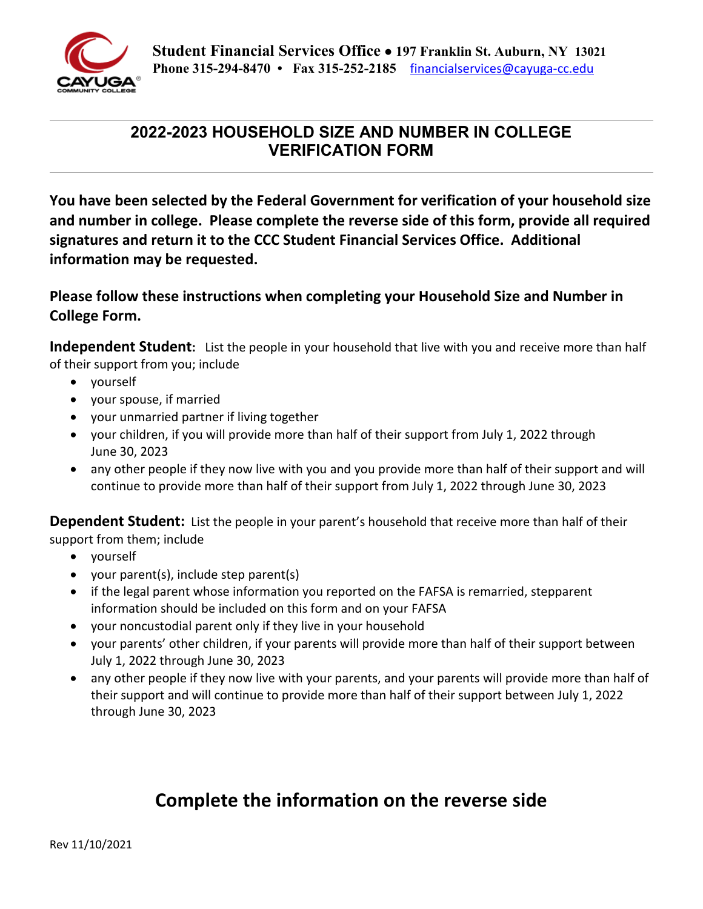**Student Financial Services Office • 197 Franklin St. Auburn, NY 13021**
**Phone 315-294-8470 • Fax 315-252-2185** financialservices@cayuga-cc.edu

# 2022-2023 HOUSEHOLD SIZE AND NUMBER IN COLLEGE VERIFICATION FORM

**You have been selected by the Federal Government for verification of your household size and number in college. Please complete the reverse side of this form, provide all required signatures and return it to the CCC Student Financial Services Office. Additional information may be requested.**

**Please follow these instructions when completing your Household Size and Number in College Form.**

**Independent Student:** List the people in your household that live with you and receive more than half of their support from you; include

- yourself
- your spouse, if married
- your unmarried partner if living together
- your children, if you will provide more than half of their support from July 1, 2022 through June 30, 2023
- any other people if they now live with you and you provide more than half of their support and will continue to provide more than half of their support from July 1, 2022 through June 30, 2023

**Dependent Student:** List the people in your parent's household that receive more than half of their support from them; include

- yourself
- your parent(s), include step parent(s)
- if the legal parent whose information you reported on the FAFSA is remarried, stepparent information should be included on this form and on your FAFSA
- your noncustodial parent only if they live in your household
- your parents' other children, if your parents will provide more than half of their support between July 1, 2022 through June 30, 2023
- any other people if they now live with your parents, and your parents will provide more than half of their support and will continue to provide more than half of their support between July 1, 2022 through June 30, 2023

## Complete the information on the reverse side

Rev 11/10/2021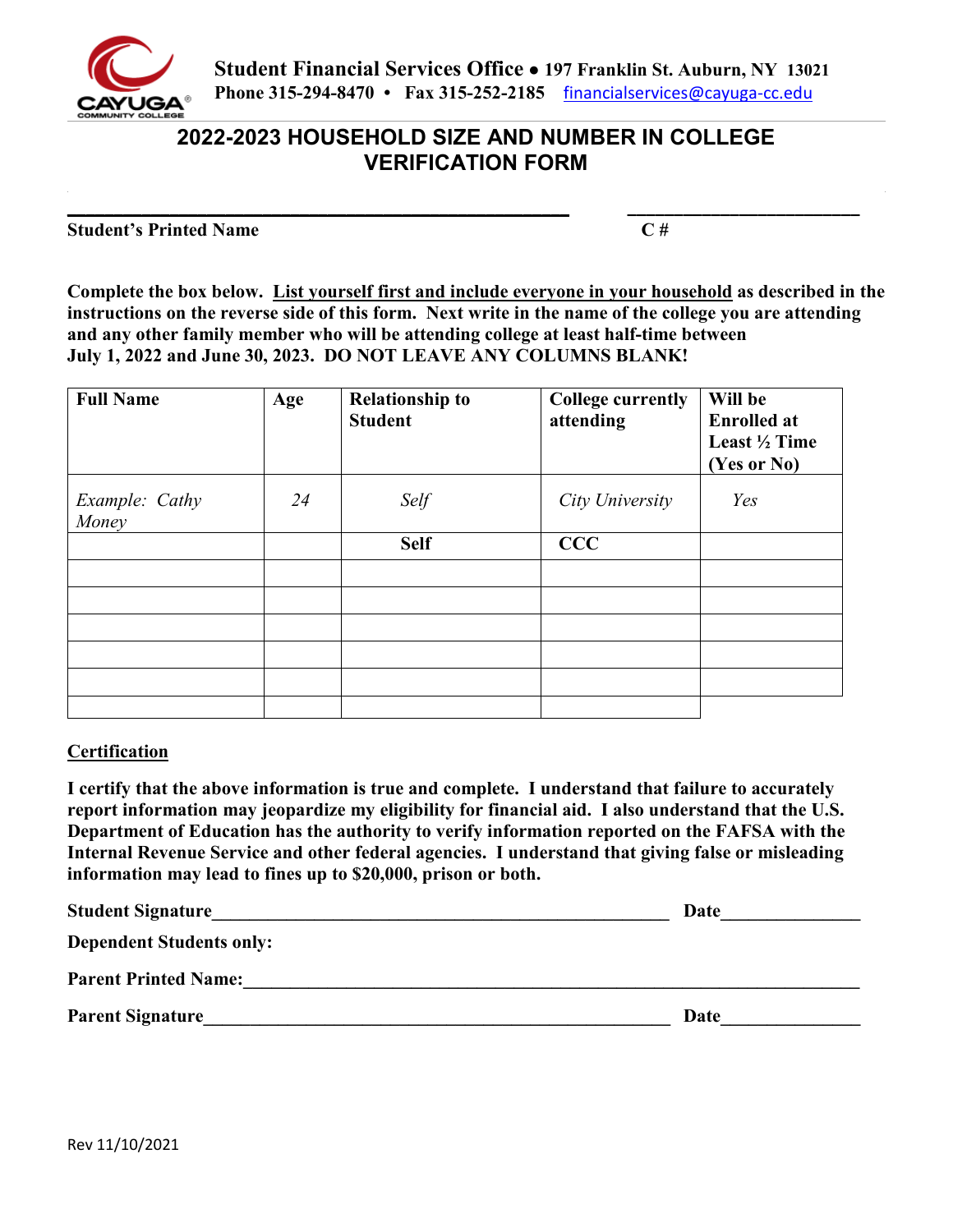**Student Financial Services Office • 197 Franklin St. Auburn, NY 13021**
**Phone 315-294-8470 • Fax 315-252-2185** financialservices@cayuga-cc.edu

# 2022-2023 HOUSEHOLD SIZE AND NUMBER IN COLLEGE VERIFICATION FORM

**Student's Printed Name** ______________________________ **C #** ______________

**Complete the box below. List yourself first and include everyone in your household as described in the instructions on the reverse side of this form. Next write in the name of the college you are attending and any other family member who will be attending college at least half-time between July 1, 2022 and June 30, 2023. DO NOT LEAVE ANY COLUMNS BLANK!**

| Full Name | Age | Relationship to Student | College currently attending | Will be Enrolled at Least ½ Time (Yes or No) |
|---|---|---|---|---|
| *Example: Cathy Money* | *24* | *Self* | *City University* | *Yes* |
| | | **Self** | **CCC** | |
| | | | | |
| | | | | |
| | | | | |
| | | | | |
| | | | | |
| | | | | |

**Certification**

**I certify that the above information is true and complete. I understand that failure to accurately report information may jeopardize my eligibility for financial aid. I also understand that the U.S. Department of Education has the authority to verify information reported on the FAFSA with the Internal Revenue Service and other federal agencies. I understand that giving false or misleading information may lead to fines up to $20,000, prison or both.**

**Student Signature**______________________________ **Date**______________

**Dependent Students only:**

**Parent Printed Name:**______________________________

**Parent Signature**______________________________ **Date**______________

Rev 11/10/2021